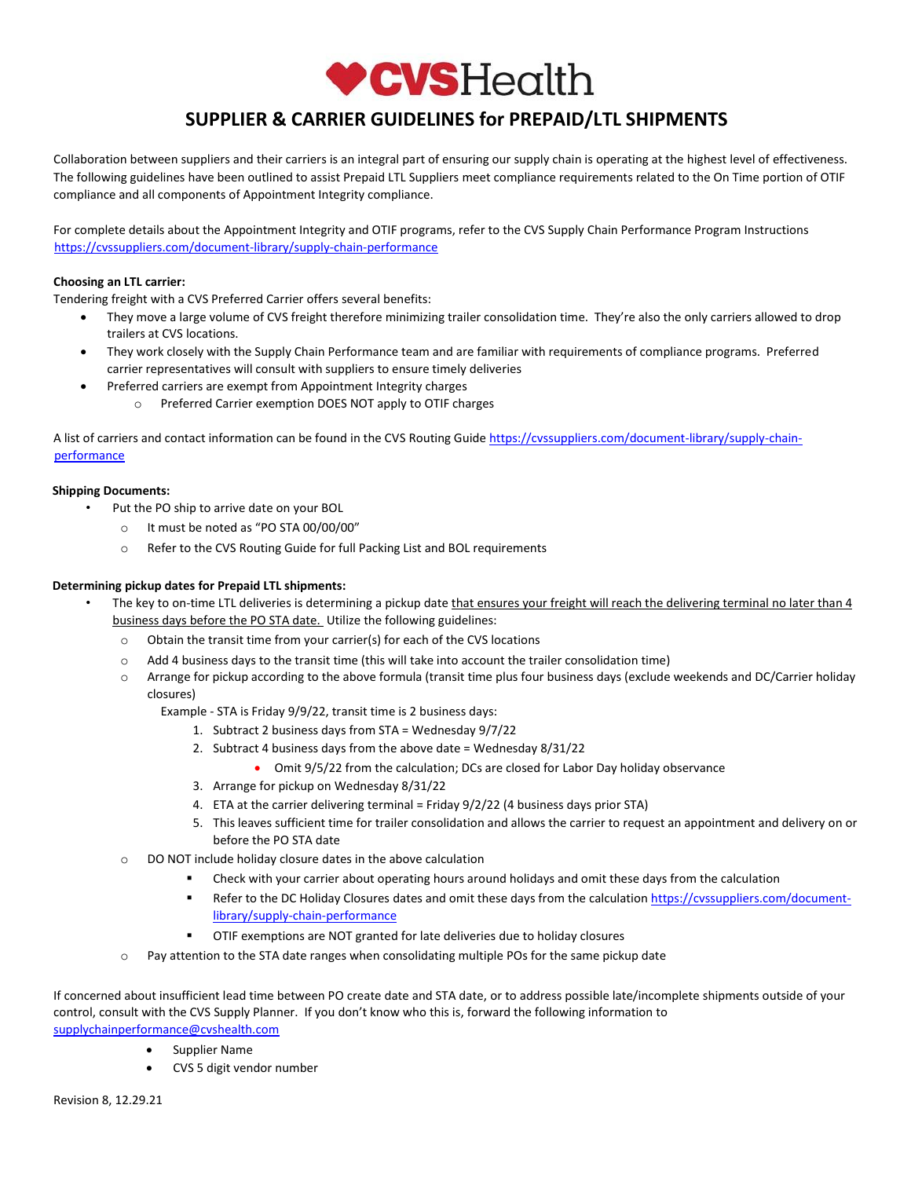# CVS Health

## SUPPLIER & CARRIER GUIDELINES for PREPAID/LTL SHIPMENTS

Collaboration between suppliers and their carriers is an integral part of ensuring our supply chain is operating at the highest level of effectiveness. The following guidelines have been outlined to assist Prepaid LTL Suppliers meet compliance requirements related to the On Time portion of OTIF compliance and all components of Appointment Integrity compliance.

For complete details about the Appointment Integrity and OTIF programs, refer to the CVS Supply Chain Performance Program Instructions https://cvssuppliers.com/document-library/supply-chain-performance

**Choosing an LTL carrier:**

Tendering freight with a CVS Preferred Carrier offers several benefits:

- They move a large volume of CVS freight therefore minimizing trailer consolidation time. They're also the only carriers allowed to drop trailers at CVS locations.
- They work closely with the Supply Chain Performance team and are familiar with requirements of compliance programs. Preferred carrier representatives will consult with suppliers to ensure timely deliveries
- Preferred carriers are exempt from Appointment Integrity charges
  - Preferred Carrier exemption DOES NOT apply to OTIF charges

A list of carriers and contact information can be found in the CVS Routing Guide https://cvssuppliers.com/document-library/supply-chain-performance

**Shipping Documents:**

- Put the PO ship to arrive date on your BOL
  - It must be noted as "PO STA 00/00/00"
  - Refer to the CVS Routing Guide for full Packing List and BOL requirements

**Determining pickup dates for Prepaid LTL shipments:**

- The key to on-time LTL deliveries is determining a pickup date <u>that ensures your freight will reach the delivering terminal no later than 4 business days before the PO STA date.</u> Utilize the following guidelines:
  - Obtain the transit time from your carrier(s) for each of the CVS locations
  - Add 4 business days to the transit time (this will take into account the trailer consolidation time)
  - Arrange for pickup according to the above formula (transit time plus four business days (exclude weekends and DC/Carrier holiday closures)

    Example - STA is Friday 9/9/22, transit time is 2 business days:

    1. Subtract 2 business days from STA = Wednesday 9/7/22
    2. Subtract 4 business days from the above date = Wednesday 8/31/22
       - Omit 9/5/22 from the calculation; DCs are closed for Labor Day holiday observance
    3. Arrange for pickup on Wednesday 8/31/22
    4. ETA at the carrier delivering terminal = Friday 9/2/22 (4 business days prior STA)
    5. This leaves sufficient time for trailer consolidation and allows the carrier to request an appointment and delivery on or before the PO STA date
  - DO NOT include holiday closure dates in the above calculation
    - Check with your carrier about operating hours around holidays and omit these days from the calculation
    - Refer to the DC Holiday Closures dates and omit these days from the calculation https://cvssuppliers.com/document-library/supply-chain-performance
    - OTIF exemptions are NOT granted for late deliveries due to holiday closures
  - Pay attention to the STA date ranges when consolidating multiple POs for the same pickup date

If concerned about insufficient lead time between PO create date and STA date, or to address possible late/incomplete shipments outside of your control, consult with the CVS Supply Planner. If you don't know who this is, forward the following information to supplychainperformance@cvshealth.com

- Supplier Name
- CVS 5 digit vendor number

Revision 8, 12.29.21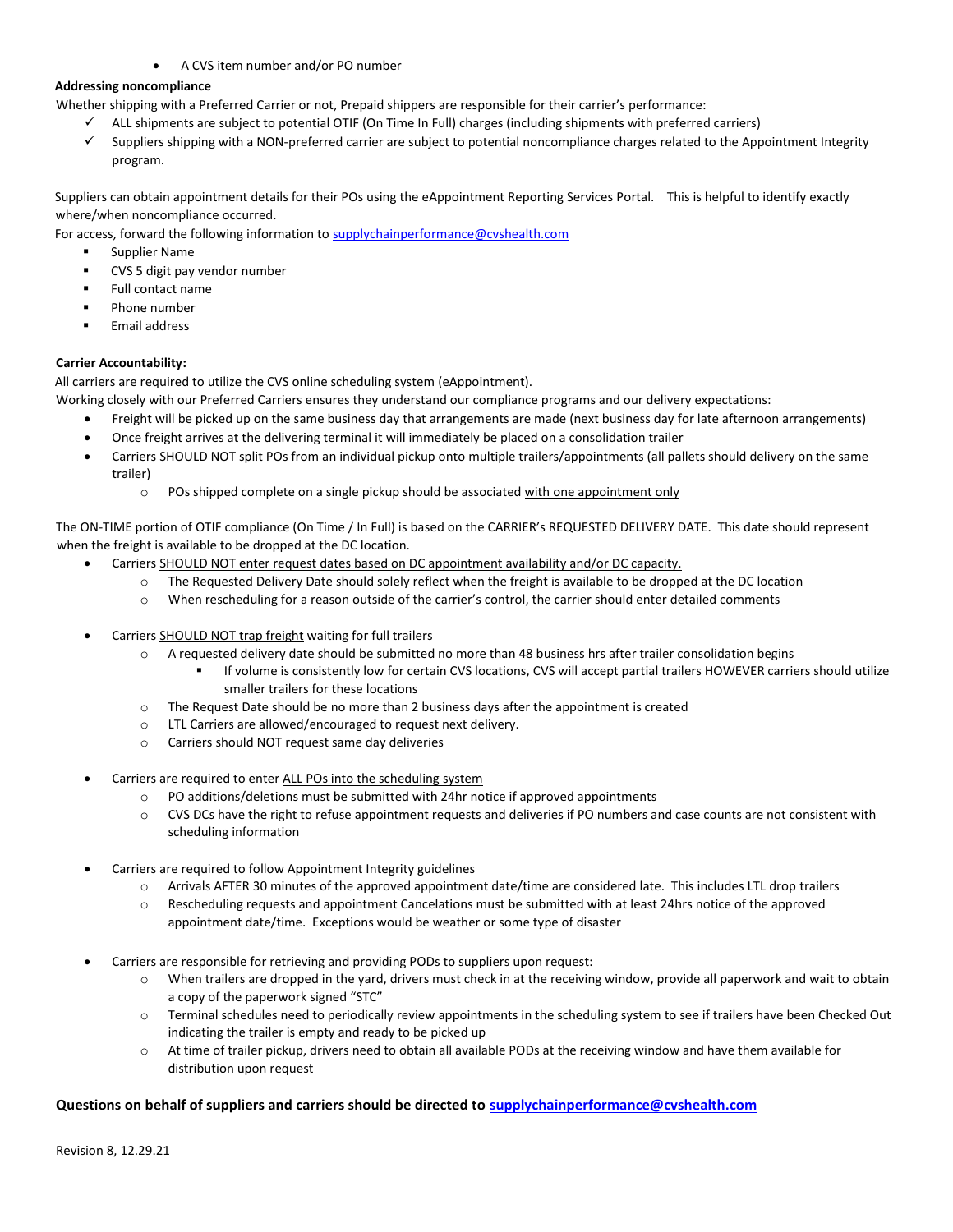- A CVS item number and/or PO number

**Addressing noncompliance**

Whether shipping with a Preferred Carrier or not, Prepaid shippers are responsible for their carrier's performance:

- ✓ ALL shipments are subject to potential OTIF (On Time In Full) charges (including shipments with preferred carriers)
- ✓ Suppliers shipping with a NON-preferred carrier are subject to potential noncompliance charges related to the Appointment Integrity program.

Suppliers can obtain appointment details for their POs using the eAppointment Reporting Services Portal. This is helpful to identify exactly where/when noncompliance occurred.

For access, forward the following information to supplychainperformance@cvshealth.com

- Supplier Name
- CVS 5 digit pay vendor number
- Full contact name
- Phone number
- Email address

**Carrier Accountability:**

All carriers are required to utilize the CVS online scheduling system (eAppointment).

Working closely with our Preferred Carriers ensures they understand our compliance programs and our delivery expectations:

- Freight will be picked up on the same business day that arrangements are made (next business day for late afternoon arrangements)
- Once freight arrives at the delivering terminal it will immediately be placed on a consolidation trailer
- Carriers SHOULD NOT split POs from an individual pickup onto multiple trailers/appointments (all pallets should delivery on the same trailer)
  - POs shipped complete on a single pickup should be associated with one appointment only

The ON-TIME portion of OTIF compliance (On Time / In Full) is based on the CARRIER's REQUESTED DELIVERY DATE. This date should represent when the freight is available to be dropped at the DC location.

- Carriers SHOULD NOT enter request dates based on DC appointment availability and/or DC capacity.
  - The Requested Delivery Date should solely reflect when the freight is available to be dropped at the DC location
  - When rescheduling for a reason outside of the carrier's control, the carrier should enter detailed comments

- Carriers SHOULD NOT trap freight waiting for full trailers
  - A requested delivery date should be submitted no more than 48 business hrs after trailer consolidation begins
    - If volume is consistently low for certain CVS locations, CVS will accept partial trailers HOWEVER carriers should utilize smaller trailers for these locations
  - The Request Date should be no more than 2 business days after the appointment is created
  - LTL Carriers are allowed/encouraged to request next delivery.
  - Carriers should NOT request same day deliveries

- Carriers are required to enter ALL POs into the scheduling system
  - PO additions/deletions must be submitted with 24hr notice if approved appointments
  - CVS DCs have the right to refuse appointment requests and deliveries if PO numbers and case counts are not consistent with scheduling information

- Carriers are required to follow Appointment Integrity guidelines
  - Arrivals AFTER 30 minutes of the approved appointment date/time are considered late. This includes LTL drop trailers
  - Rescheduling requests and appointment Cancelations must be submitted with at least 24hrs notice of the approved appointment date/time. Exceptions would be weather or some type of disaster

- Carriers are responsible for retrieving and providing PODs to suppliers upon request:
  - When trailers are dropped in the yard, drivers must check in at the receiving window, provide all paperwork and wait to obtain a copy of the paperwork signed "STC"
  - Terminal schedules need to periodically review appointments in the scheduling system to see if trailers have been Checked Out indicating the trailer is empty and ready to be picked up
  - At time of trailer pickup, drivers need to obtain all available PODs at the receiving window and have them available for distribution upon request

**Questions on behalf of suppliers and carriers should be directed to supplychainperformance@cvshealth.com**

Revision 8, 12.29.21